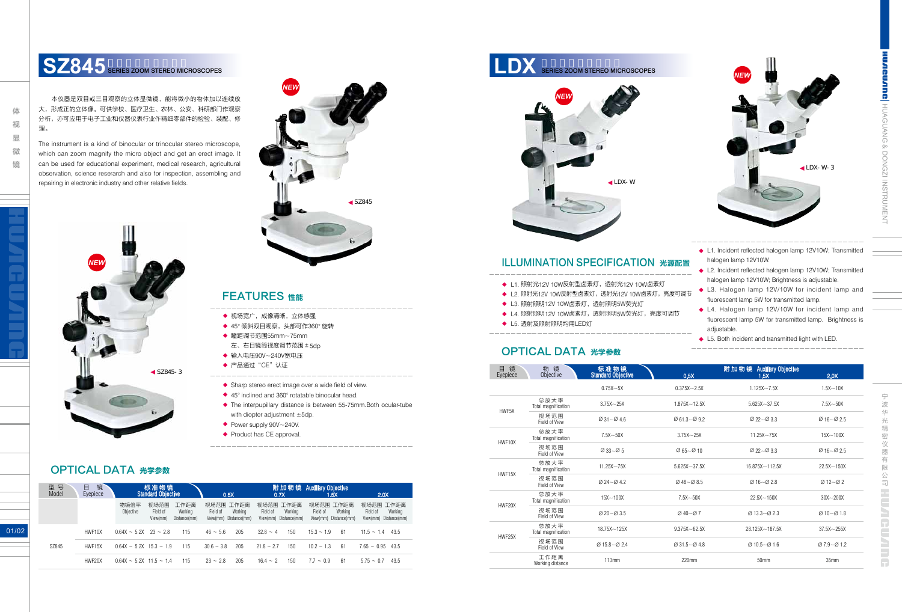# SZ845 SERIES ZOOM STEREO MICROSCOPES

本仪器是双目或三目观察的立体显微镜，能将微小的物体加以连续放大，形成正的立体像。可供学校、医疗卫生、农林、公安、科研部门作观察分析，亦可应用于电子工业和仪器仪表行业作精细零部件的检验、装配、修理。

The instrument is a kind of binocular or trinocular stereo microscope, which can zoom magnify the micro object and get an erect image. It can be used for educational experiment, medical research, agricultural observation, science reserarch and also for inspection, assembling and repairing in electronic industry and other relative fields.

NEW

◀SZ845

NEW

◀SZ845-3

## FEATURES 性能

- 视场宽广，成像清晰，立体感强
- 45°倾斜双目观察，头部可作360°旋转
- 瞳距调节范围55mm~75mm
  左、右目镜筒视度调节范围±5dp
- 输入电压90V~240V宽电压
- 产品通过"CE"认证

- Sharp stereo erect image over a wide field of view.
- 45° inclined and 360° rotatable binocular head.
- The interpupillary distance is between 55-75mm.Both ocular-tube with diopter adjustment ±5dp.
- Power supply 90V~240V.
- Product has CE approval.

## OPTICAL DATA 光学参数

| 型号 Model | 目镜 Eyepiece | 标准物镜 Standard Objective | | | 附加物镜 Auxiliary Objective 0.5X | | 0.7X | | 1.5X | | 2.0X | |
|---|---|---|---|---|---|---|---|---|---|---|---|---|
| | | 物镜倍率 Objective | 视场范围 Field of View(mm) | 工作距离 Working Distance(mm) | 视场范围 Field of View(mm) | 工作距离 Working Distance(mm) | 视场范围 Field of View(mm) | 工作距离 Working Distance(mm) | 视场范围 Field of View(mm) | 工作距离 Working Distance(mm) | 视场范围 Field of View(mm) | 工作距离 Working Distance(mm) |
| SZ845 | HWF10X | 0.64X ~ 5.2X | 23 ~ 2.8 | 115 | 46 ~ 5.6 | 205 | 32.8 ~ 4 | 150 | 15.3 ~ 1.9 | 61 | 11.5 ~ 1.4 | 43.5 |
| | HWF15X | 0.64X ~ 5.2X | 15.3 ~ 1.9 | 115 | 30.6 ~ 3.8 | 205 | 21.8 ~ 2.7 | 150 | 10.2 ~ 1.3 | 61 | 7.65 ~ 0.95 | 43.5 |
| | HWF20X | 0.64X ~ 5.2X | 11.5 ~ 1.4 | 115 | 23 ~ 2.8 | 205 | 16.4 ~ 2 | 150 | 7.7 ~ 0.9 | 61 | 5.75 ~ 0.7 | 43.5 |

# LDX SERIES ZOOM STEREO MICROSCOPES

NEW

◀LDX-W

NEW

◀LDX-W-3

## ILLUMINATION SPECIFICATION 光源配置

- L1. 照射光12V 10W反射型卤素灯，透射光12V 10W卤素灯
- L2. 照射光12V 10W反射型卤素灯，透射光12V 10W卤素灯，亮度可调节
- L3. 照射照明12V 10W卤素灯，透射照明5W荧光灯
- L4. 照射照明12V 10W卤素灯，透射照明5W荧光灯，亮度可调节
- L5. 透射及照射照明均用LED灯

- L1. Incident reflected halogen lamp 12V10W; Transmitted halogen lamp 12V10W.
- L2. Incident reflected halogen lamp 12V10W; Transmitted halogen lamp 12V10W; Brightness is adjustable.
- L3. Halogen lamp 12V/10W for incident lamp and fluorescent lamp 5W for transmitted lamp.
- L4. Halogen lamp 12V/10W for incident lamp and fluorescent lamp 5W for transmitted lamp. Brightness is adjustable.
- L5. Both incident and transmitted light with LED.

## OPTICAL DATA 光学参数

| 目镜 Eyepiece | 物镜 Objective | 标准物镜 Standard Objective | 附加物镜 Auxiliary Objective 0.5X | 1.5X | 2.0X |
|---|---|---|---|---|---|
| | | 0.75X~5X | 0.375X~2.5X | 1.125X~7.5X | 1.5X~10X |
| HWF5X | 总放大率 Total magnification | 3.75X~25X | 1.875X~12.5X | 5.625X~37.5X | 7.5X~50X |
| | 视场范围 Field of View | Ø 31~Ø 4.6 | Ø 61.3~Ø 9.2 | Ø 22~Ø 3.3 | Ø 16~Ø 2.5 |
| HWF10X | 总放大率 Total magnification | 7.5X~50X | 3.75X~25X | 11.25X~75X | 15X~100X |
| | 视场范围 Field of View | Ø 33~Ø 5 | Ø 65~Ø 10 | Ø 22~Ø 3.3 | Ø 16~Ø 2.5 |
| HWF15X | 总放大率 Total magnification | 11.25X~75X | 5.625X~37.5X | 16.875X~112.5X | 22.5X~150X |
| | 视场范围 Field of View | Ø 24~Ø 4.2 | Ø 48~Ø 8.5 | Ø 16~Ø 2.8 | Ø 12~Ø 2 |
| HWF20X | 总放大率 Total magnification | 15X~100X | 7.5X~50X | 22.5X~150X | 30X~200X |
| | 视场范围 Field of View | Ø 20~Ø 3.5 | Ø 40~Ø 7 | Ø 13.3~Ø 2.3 | Ø 10~Ø 1.8 |
| HWF25X | 总放大率 Total magnification | 18.75X~125X | 9.375X~62.5X | 28.125X~187.5X | 37.5X~255X |
| | 视场范围 Field of View | Ø 15.8~Ø 2.4 | Ø 31.5~Ø 4.8 | Ø 10.5~Ø 1.6 | Ø 7.9~Ø 1.2 |
| | 工作距离 Working distance | 113mm | 220mm | 50mm | 35mm |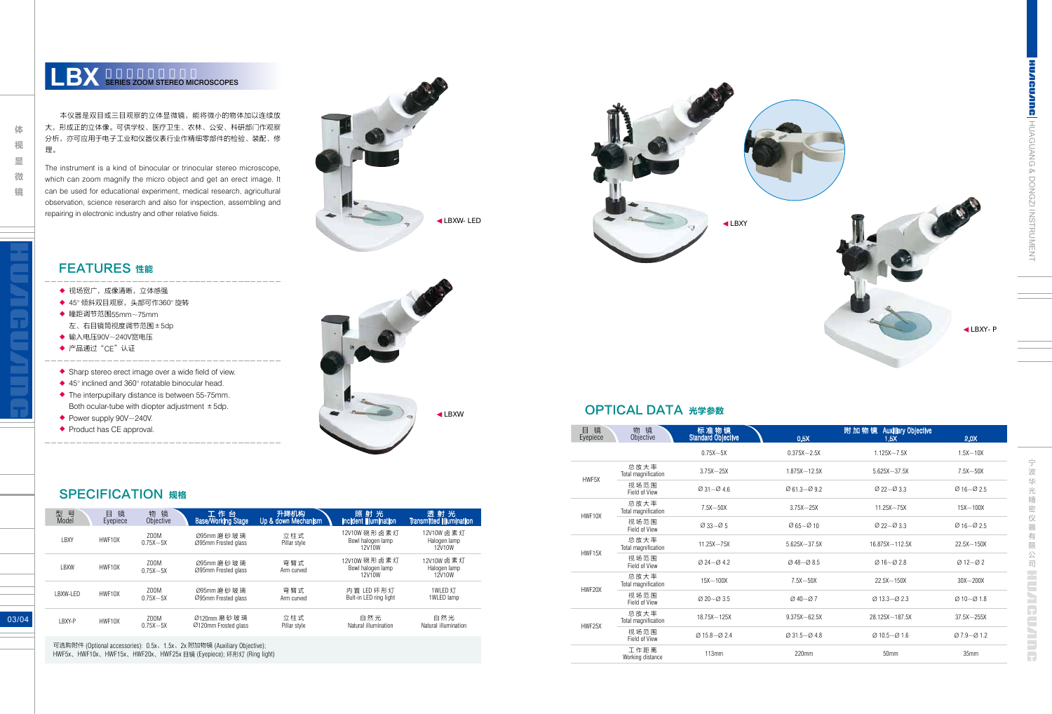# LBX 系列连续变倍体视显微镜 SERIES ZOOM STEREO MICROSCOPES

本仪器是双目或三目观察的立体显微镜，能将微小的物体加以连续放大，形成正的立体像。可供学校、医疗卫生、农林、公安、科研部门作观察分析，亦可应用于电子工业和仪器仪表行业作精细零部件的检验、装配、修理。

The instrument is a kind of binocular or trinocular stereo microscope, which can zoom magnify the micro object and get an erect image. It can be used for educational experiment, medical research, agricultural observation, science reserarch and also for inspection, assembling and repairing in electronic industry and other relative fields.

◀LBXW- LED

◀LBXW

◀LBXY

◀LBXY- P

## FEATURES 性能

- 视场宽广，成像清晰，立体感强
- 45°倾斜双目观察，头部可作360°旋转
- 瞳距调节范围55mm～75mm
  左、右目镜筒视度调节范围±5dp
- 输入电压90V～240V宽电压
- 产品通过"CE"认证

- Sharp stereo erect image over a wide field of view.
- 45° inclined and 360° rotatable binocular head.
- The interpupillary distance is between 55-75mm.
  Both ocular-tube with diopter adjustment ±5dp.
- Power supply 90V～240V.
- Product has CE approval.

## SPECIFICATION 规格

| 型号 Model | 目镜 Eyepiece | 物镜 Objective | 工作台 Base/Working Stage | 升降机构 Up & down Mechanism | 照射光 Incident Illumination | 透射光 Transmitted Illumination |
|---|---|---|---|---|---|---|
| LBXY | HWF10X | ZOOM 0.75X～5X | Ø95mm 磨砂玻璃 Ø95mm Frosted glass | 立柱式 Pillar style | 12V10W 碗形卤素灯 Bowl halogen lamp 12V10W | 12V10W 卤素灯 Halogen lamp 12V10W |
| LBXW | HWF10X | ZOOM 0.75X～5X | Ø95mm 磨砂玻璃 Ø95mm Frosted glass | 弯臂式 Arm curved | 12V10W 碗形卤素灯 Bowl halogen lamp 12V10W | 12V10W 卤素灯 Halogen lamp 12V10W |
| LBXW-LED | HWF10X | ZOOM 0.75X～5X | Ø95mm 磨砂玻璃 Ø95mm Frosted glass | 弯臂式 Arm curved | 内置 LED 环形灯 Built-in LED ring light | 1WLED 灯 1WLED lamp |
| LBXY-P | HWF10X | ZOOM 0.75X～5X | Ø120mm 磨砂玻璃 Ø120mm Frosted glass | 立柱式 Pillar style | 自然光 Natural illumination | 自然光 Natural illumination |

可选购附件 (Optional accessories): 0.5x、1.5x、2x 附加物镜 (Auxiliary Objective);
HWF5x、HWF10x、HWF15x、HWF20x、HWF25x 目镜 (Eyepiece); 环形灯 (Ring light)

## OPTICAL DATA 光学参数

| 目镜 Eyepiece | 物镜 Objective | 标准物镜 Standard Objective | 附加物镜 Auxiliary Objective 0.5X | 1.5X | 2.0X |
|---|---|---|---|---|---|
| | | 0.75X～5X | 0.375X～2.5X | 1.125X～7.5X | 1.5X～10X |
| HWF5X | 总放大率 Total magnification | 3.75X～25X | 1.875X～12.5X | 5.625X～37.5X | 7.5X～50X |
| | 视场范围 Field of View | Ø31～Ø4.6 | Ø61.3～Ø9.2 | Ø22～Ø3.3 | Ø16～Ø2.5 |
| HWF10X | 总放大率 Total magnification | 7.5X～50X | 3.75X～25X | 11.25X～75X | 15X～100X |
| | 视场范围 Field of View | Ø33～Ø5 | Ø65～Ø10 | Ø22～Ø3.3 | Ø16～Ø2.5 |
| HWF15X | 总放大率 Total magnification | 11.25X～75X | 5.625X～37.5X | 16.875X～112.5X | 22.5X～150X |
| | 视场范围 Field of View | Ø24～Ø4.2 | Ø48～Ø8.5 | Ø16～Ø2.8 | Ø12～Ø2 |
| HWF20X | 总放大率 Total magnification | 15X～100X | 7.5X～50X | 22.5X～150X | 30X～200X |
| | 视场范围 Field of View | Ø20～Ø3.5 | Ø40～Ø7 | Ø13.3～Ø2.3 | Ø10～Ø1.8 |
| HWF25X | 总放大率 Total magnification | 18.75X～125X | 9.375X～62.5X | 28.125X～187.5X | 37.5X～255X |
| | 视场范围 Field of View | Ø15.8～Ø2.4 | Ø31.5～Ø4.8 | Ø10.5～Ø1.6 | Ø7.9～Ø1.2 |
| | 工作距离 Working distance | 113mm | 220mm | 50mm | 35mm |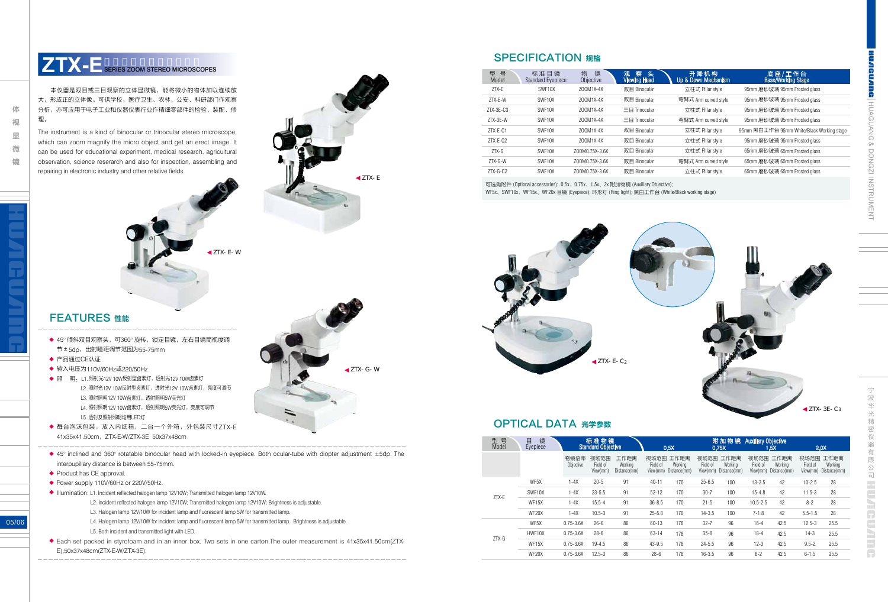# ZTX-E 系列连续变倍体视显微镜 SERIES ZOOM STEREO MICROSCOPES

本仪器是双目或三目观察的立体显微镜，能将微小的物体加以连续放大，形成正的立体像。可供学校、医疗卫生、农林、公安、科研部门作观察分析，亦可应用于电子工业和仪器仪表行业作精细零部件的检验、装配、修理。

The instrument is a kind of binocular or trinocular stereo microscope, which can zoom magnify the micro object and get an erect image. It can be used for educational experiment, medical research, agricultural observation, science reserarch and also for inspection, assembling and repairing in electronic industry and other relative fields.

◀ZTX- E

◀ZTX- E- W

◀ZTX- G- W

## FEATURES 性能

- 45° 倾斜双目观察头，可360° 旋转，锁定目镜，左右目镜筒视度调节 ± 5dp，出射瞳距调节范围为55-75mm
- 产品通过CE认证
- 输入电压为110V/60Hz或220V/50Hz
- 照　明：L1. 照射光12V 10W反射型卤素灯，透射光12V 10W卤素灯
  - L2. 照射光12V 10W反射型卤素灯，透射光12V 10W卤素灯，亮度可调节
  - L3. 照射照明12V 10W卤素灯，透射照明5W荧光灯
  - L4. 照射照明12V 10W卤素灯，透射照明5W荧光灯，亮度可调节
  - L5. 透射及照射照明均用LED灯
- 每台泡沫包装，放入内纸箱，二台一个外箱，外包装尺寸ZTX-E 41x35x41.50cm，ZTX-E-W/ZTX-3E 50x37x48cm

- 45° inclined and 360° rotatable binocular head with locked-in eyepiece. Both ocular-tube with diopter adjustment ±5dp. The interpupillary distance is between 55-75mm.
- Product has CE approval.
- Power supply 110V/60Hz or 220V/50Hz.
- Illumination: L1. Incident reflected halogen lamp 12V10W; Transmitted halogen lamp 12V10W.
  - L2. Incident reflected halogen lamp 12V10W; Transmitted halogen lamp 12V10W; Brightness is adjustable.
  - L3. Halogen lamp 12V/10W for incident lamp and fluorescent lamp 5W for transmitted lamp.
  - L4. Halogen lamp 12V/10W for incident lamp and fluorescent lamp 5W for transmitted lamp. Brightness is adjustable.
  - L5. Both incident and transmitted light with LED.
- Each set packed in styrofoam and in an inner box. Two sets in one carton.The outer measurement is 41x35x41.50cm(ZTX-E),50x37x48cm(ZTX-E-W/ZTX-3E).

## SPECIFICATION 规格

| 型号 Model | 标准目镜 Standard Eyepiece | 物镜 Objective | 观察头 Viewing Head | 升降机构 Up & Down Mechanism | 底座/工作台 Base/Working Stage |
|---|---|---|---|---|---|
| ZTX-E | SWF10X | ZOOM1X-4X | 双目 Binocular | 立柱式 Pillar style | 95mm 磨砂玻璃 95mm Frosted glass |
| ZTX-E-W | SWF10X | ZOOM1X-4X | 双目 Binocular | 弯臂式 Arm curved style | 95mm 磨砂玻璃 95mm Frosted glass |
| ZTX-3E-C3 | SWF10X | ZOOM1X-4X | 三目 Trinocular | 立柱式 Pillar style | 95mm 磨砂玻璃 95mm Frosted glass |
| ZTX-3E-W | SWF10X | ZOOM1X-4X | 三目 Trinocular | 弯臂式 Arm curved style | 95mm 磨砂玻璃 95mm Frosted glass |
| ZTX-E-C1 | SWF10X | ZOOM1X-4X | 双目 Binocular | 立柱式 Pillar style | 95mm 黑白工作台 95mm White/Black Working stage |
| ZTX-E-C2 | SWF10X | ZOOM1X-4X | 双目 Binocular | 立柱式 Pillar style | 95mm 磨砂玻璃 95mm Frosted glass |
| ZTX-G | SWF10X | ZOOM0.75X-3.6X | 双目 Binocular | 立柱式 Pillar style | 65mm 磨砂玻璃 65mm Frosted glass |
| ZTX-G-W | SWF10X | ZOOM0.75X-3.6X | 双目 Binocular | 弯臂式 Arm curved style | 65mm 磨砂玻璃 65mm Frosted glass |
| ZTX-G-C2 | SWF10X | ZOOM0.75X-3.6X | 双目 Binocular | 立柱式 Pillar style | 65mm 磨砂玻璃 65mm Frosted glass |

可选购附件 (Optional accessories): 0.5x、0.75x、1.5x、2x 附加物镜 (Auxiliary Objective);
WF5x、SWF10x、WF15x、WF20x 目镜 (Eyepiece); 环形灯 (Ring light); 黑白工作台 (White/Black working stage)

◀ZTX- E- C2

◀ZTX- 3E- C3

## OPTICAL DATA 光学参数

| 型号 Model | 目镜 Eyepiece | 标准物镜 Standard Objective | | | 附加物镜 Auxiliary Objective 0.5X | | 0.75X | | 1.5X | | 2.0X | |
|---|---|---|---|---|---|---|---|---|---|---|---|---|
| | | 物镜倍率 Objective | 视场范围 Field of View(mm) | 工作距离 Working Distance(mm) | 视场范围 Field of View(mm) | 工作距离 Working Distance(mm) | 视场范围 Field of View(mm) | 工作距离 Working Distance(mm) | 视场范围 Field of View(mm) | 工作距离 Working Distance(mm) | 视场范围 Field of View(mm) | 工作距离 Working Distance(mm) |
| ZTX-E | WF5X | 1-4X | 20-5 | 91 | 40-11 | 170 | 25-6.5 | 100 | 13-3.5 | 42 | 10-2.5 | 28 |
| | SWF10X | 1-4X | 23-5.5 | 91 | 52-12 | 170 | 30-7 | 100 | 15-4.8 | 42 | 11.5-3 | 28 |
| | WF15X | 1-4X | 15.5-4 | 91 | 36-8.5 | 170 | 21-5 | 100 | 10.5-2.5 | 42 | 8-2 | 28 |
| | WF20X | 1-4X | 10.5-3 | 91 | 25-5.8 | 170 | 14-3.5 | 100 | 7-1.8 | 42 | 5.5-1.5 | 28 |
| ZTX-G | WF5X | 0.75-3.6X | 26-6 | 86 | 60-13 | 178 | 32-7 | 96 | 16-4 | 42.5 | 12.5-3 | 25.5 |
| | HWF10X | 0.75-3.6X | 28-6 | 86 | 63-14 | 178 | 35-8 | 96 | 18-4 | 42.5 | 14-3 | 25.5 |
| | WF15X | 0.75-3.6X | 19-4.5 | 86 | 43-9.5 | 178 | 24-5.5 | 96 | 12-3 | 42.5 | 9.5-2 | 25.5 |
| | WF20X | 0.75-3.6X | 12.5-3 | 86 | 28-6 | 178 | 16-3.5 | 96 | 8-2 | 42.5 | 6-1.5 | 25.5 |